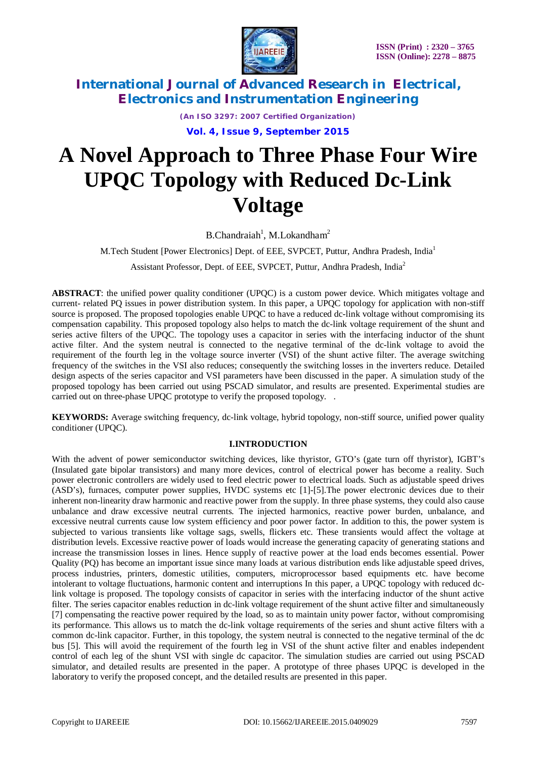# A Novel Approach to Three Phase Four Wire UPQC Topology with Reduced Dc-Link Voltage

B.Chandraiah[1], M.Lokandham[2]

M.Tech Student [Power Electronics] Dept. of EEE, SVPCET, Puttur, Andhra Pradesh, India[1]

Assistant Professor, Dept. of EEE, SVPCET, Puttur, Andhra Pradesh, India[2]

**ABSTRACT**: the unified power quality conditioner (UPQC) is a custom power device. Which mitigates voltage and current- related PQ issues in power distribution system. In this paper, a UPQC topology for application with non-stiff source is proposed. The proposed topologies enable UPQC to have a reduced dc-link voltage without compromising its compensation capability. This proposed topology also helps to match the dc-link voltage requirement of the shunt and series active filters of the UPQC. The topology uses a capacitor in series with the interfacing inductor of the shunt active filter. And the system neutral is connected to the negative terminal of the dc-link voltage to avoid the requirement of the fourth leg in the voltage source inverter (VSI) of the shunt active filter. The average switching frequency of the switches in the VSI also reduces; consequently the switching losses in the inverters reduce. Detailed design aspects of the series capacitor and VSI parameters have been discussed in the paper. A simulation study of the proposed topology has been carried out using PSCAD simulator, and results are presented. Experimental studies are carried out on three-phase UPQC prototype to verify the proposed topology. .

**KEYWORDS:** Average switching frequency, dc-link voltage, hybrid topology, non-stiff source, unified power quality conditioner (UPQC).

## I.INTRODUCTION

With the advent of power semiconductor switching devices, like thyristor, GTO's (gate turn off thyristor), IGBT's (Insulated gate bipolar transistors) and many more devices, control of electrical power has become a reality. Such power electronic controllers are widely used to feed electric power to electrical loads. Such as adjustable speed drives (ASD's), furnaces, computer power supplies, HVDC systems etc [1]-[5].The power electronic devices due to their inherent non-linearity draw harmonic and reactive power from the supply. In three phase systems, they could also cause unbalance and draw excessive neutral currents. The injected harmonics, reactive power burden, unbalance, and excessive neutral currents cause low system efficiency and poor power factor. In addition to this, the power system is subjected to various transients like voltage sags, swells, flickers etc. These transients would affect the voltage at distribution levels. Excessive reactive power of loads would increase the generating capacity of generating stations and increase the transmission losses in lines. Hence supply of reactive power at the load ends becomes essential. Power Quality (PQ) has become an important issue since many loads at various distribution ends like adjustable speed drives, process industries, printers, domestic utilities, computers, microprocessor based equipments etc. have become intolerant to voltage fluctuations, harmonic content and interruptions In this paper, a UPQC topology with reduced dc-link voltage is proposed. The topology consists of capacitor in series with the interfacing inductor of the shunt active filter. The series capacitor enables reduction in dc-link voltage requirement of the shunt active filter and simultaneously [7] compensating the reactive power required by the load, so as to maintain unity power factor, without compromising its performance. This allows us to match the dc-link voltage requirements of the series and shunt active filters with a common dc-link capacitor. Further, in this topology, the system neutral is connected to the negative terminal of the dc bus [5]. This will avoid the requirement of the fourth leg in VSI of the shunt active filter and enables independent control of each leg of the shunt VSI with single dc capacitor. The simulation studies are carried out using PSCAD simulator, and detailed results are presented in the paper. A prototype of three phases UPQC is developed in the laboratory to verify the proposed concept, and the detailed results are presented in this paper.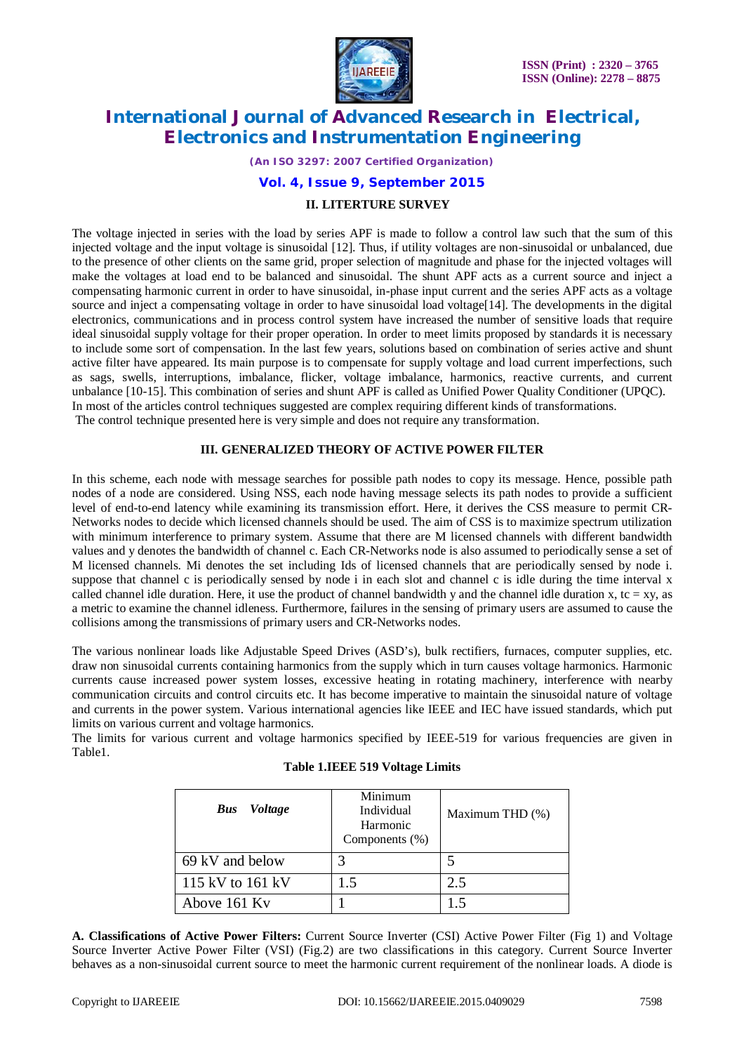## II. LITERTURE SURVEY

The voltage injected in series with the load by series APF is made to follow a control law such that the sum of this injected voltage and the input voltage is sinusoidal [12]. Thus, if utility voltages are non-sinusoidal or unbalanced, due to the presence of other clients on the same grid, proper selection of magnitude and phase for the injected voltages will make the voltages at load end to be balanced and sinusoidal. The shunt APF acts as a current source and inject a compensating harmonic current in order to have sinusoidal, in-phase input current and the series APF acts as a voltage source and inject a compensating voltage in order to have sinusoidal load voltage[14]. The developments in the digital electronics, communications and in process control system have increased the number of sensitive loads that require ideal sinusoidal supply voltage for their proper operation. In order to meet limits proposed by standards it is necessary to include some sort of compensation. In the last few years, solutions based on combination of series active and shunt active filter have appeared. Its main purpose is to compensate for supply voltage and load current imperfections, such as sags, swells, interruptions, imbalance, flicker, voltage imbalance, harmonics, reactive currents, and current unbalance [10-15]. This combination of series and shunt APF is called as Unified Power Quality Conditioner (UPQC). In most of the articles control techniques suggested are complex requiring different kinds of transformations.
The control technique presented here is very simple and does not require any transformation.

## III. GENERALIZED THEORY OF ACTIVE POWER FILTER

In this scheme, each node with message searches for possible path nodes to copy its message. Hence, possible path nodes of a node are considered. Using NSS, each node having message selects its path nodes to provide a sufficient level of end-to-end latency while examining its transmission effort. Here, it derives the CSS measure to permit CR-Networks nodes to decide which licensed channels should be used. The aim of CSS is to maximize spectrum utilization with minimum interference to primary system. Assume that there are M licensed channels with different bandwidth values and y denotes the bandwidth of channel c. Each CR-Networks node is also assumed to periodically sense a set of M licensed channels. Mi denotes the set including Ids of licensed channels that are periodically sensed by node i. suppose that channel c is periodically sensed by node i in each slot and channel c is idle during the time interval x called channel idle duration. Here, it use the product of channel bandwidth y and the channel idle duration x, tc = xy, as a metric to examine the channel idleness. Furthermore, failures in the sensing of primary users are assumed to cause the collisions among the transmissions of primary users and CR-Networks nodes.

The various nonlinear loads like Adjustable Speed Drives (ASD's), bulk rectifiers, furnaces, computer supplies, etc. draw non sinusoidal currents containing harmonics from the supply which in turn causes voltage harmonics. Harmonic currents cause increased power system losses, excessive heating in rotating machinery, interference with nearby communication circuits and control circuits etc. It has become imperative to maintain the sinusoidal nature of voltage and currents in the power system. Various international agencies like IEEE and IEC have issued standards, which put limits on various current and voltage harmonics.
The limits for various current and voltage harmonics specified by IEEE-519 for various frequencies are given in Table1.

**Table 1.IEEE 519 Voltage Limits**

| ***Bus Voltage*** | Minimum Individual Harmonic Components (%) | Maximum THD (%) |
|---|---|---|
| 69 kV and below | 3 | 5 |
| 115 kV to 161 kV | 1.5 | 2.5 |
| Above 161 Kv | 1 | 1.5 |

**A. Classifications of Active Power Filters:** Current Source Inverter (CSI) Active Power Filter (Fig 1) and Voltage Source Inverter Active Power Filter (VSI) (Fig.2) are two classifications in this category. Current Source Inverter behaves as a non-sinusoidal current source to meet the harmonic current requirement of the nonlinear loads. A diode is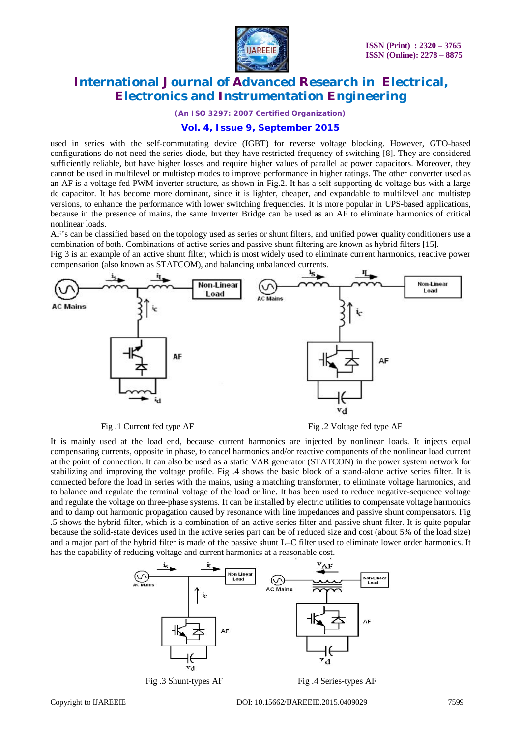used in series with the self-commutating device (IGBT) for reverse voltage blocking. However, GTO-based configurations do not need the series diode, but they have restricted frequency of switching [8]. They are considered sufficiently reliable, but have higher losses and require higher values of parallel ac power capacitors. Moreover, they cannot be used in multilevel or multistep modes to improve performance in higher ratings. The other converter used as an AF is a voltage-fed PWM inverter structure, as shown in Fig.2. It has a self-supporting dc voltage bus with a large dc capacitor. It has become more dominant, since it is lighter, cheaper, and expandable to multilevel and multistep versions, to enhance the performance with lower switching frequencies. It is more popular in UPS-based applications, because in the presence of mains, the same Inverter Bridge can be used as an AF to eliminate harmonics of critical nonlinear loads.

AF's can be classified based on the topology used as series or shunt filters, and unified power quality conditioners use a combination of both. Combinations of active series and passive shunt filtering are known as hybrid filters [15].

Fig 3 is an example of an active shunt filter, which is most widely used to eliminate current harmonics, reactive power compensation (also known as STATCOM), and balancing unbalanced currents.

Fig .1 Current fed type AF

Fig .2 Voltage fed type AF

It is mainly used at the load end, because current harmonics are injected by nonlinear loads. It injects equal compensating currents, opposite in phase, to cancel harmonics and/or reactive components of the nonlinear load current at the point of connection. It can also be used as a static VAR generator (STATCON) in the power system network for stabilizing and improving the voltage profile. Fig .4 shows the basic block of a stand-alone active series filter. It is connected before the load in series with the mains, using a matching transformer, to eliminate voltage harmonics, and to balance and regulate the terminal voltage of the load or line. It has been used to reduce negative-sequence voltage and regulate the voltage on three-phase systems. It can be installed by electric utilities to compensate voltage harmonics and to damp out harmonic propagation caused by resonance with line impedances and passive shunt compensators. Fig .5 shows the hybrid filter, which is a combination of an active series filter and passive shunt filter. It is quite popular because the solid-state devices used in the active series part can be of reduced size and cost (about 5% of the load size) and a major part of the hybrid filter is made of the passive shunt L–C filter used to eliminate lower order harmonics. It has the capability of reducing voltage and current harmonics at a reasonable cost.

Fig .3 Shunt-types AF

Fig .4 Series-types AF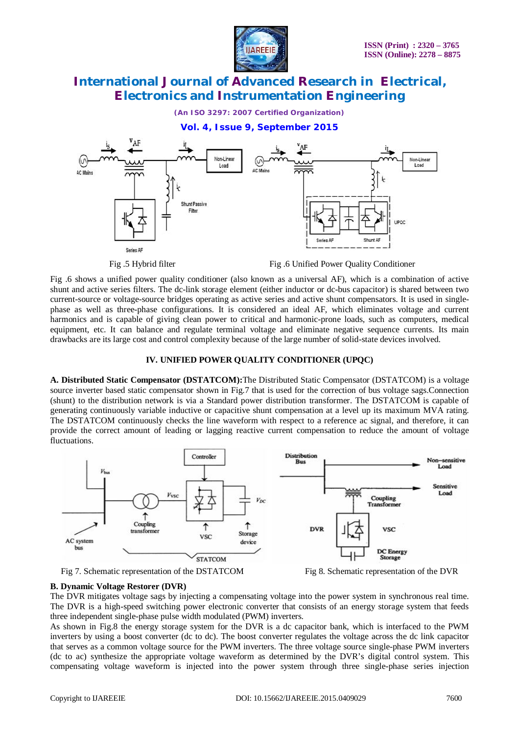Fig .5 Hybrid filter

Fig .6 Unified Power Quality Conditioner

Fig .6 shows a unified power quality conditioner (also known as a universal AF), which is a combination of active shunt and active series filters. The dc-link storage element (either inductor or dc-bus capacitor) is shared between two current-source or voltage-source bridges operating as active series and active shunt compensators. It is used in single-phase as well as three-phase configurations. It is considered an ideal AF, which eliminates voltage and current harmonics and is capable of giving clean power to critical and harmonic-prone loads, such as computers, medical equipment, etc. It can balance and regulate terminal voltage and eliminate negative sequence currents. Its main drawbacks are its large cost and control complexity because of the large number of solid-state devices involved.

## IV. UNIFIED POWER QUALITY CONDITIONER (UPQC)

**A. Distributed Static Compensator (DSTATCOM):** The Distributed Static Compensator (DSTATCOM) is a voltage source inverter based static compensator shown in Fig.7 that is used for the correction of bus voltage sags.Connection (shunt) to the distribution network is via a Standard power distribution transformer. The DSTATCOM is capable of generating continuously variable inductive or capacitive shunt compensation at a level up its maximum MVA rating. The DSTATCOM continuously checks the line waveform with respect to a reference ac signal, and therefore, it can provide the correct amount of leading or lagging reactive current compensation to reduce the amount of voltage fluctuations.

Fig 7. Schematic representation of the DSTATCOM

Fig 8. Schematic representation of the DVR

**B. Dynamic Voltage Restorer (DVR)**

The DVR mitigates voltage sags by injecting a compensating voltage into the power system in synchronous real time. The DVR is a high-speed switching power electronic converter that consists of an energy storage system that feeds three independent single-phase pulse width modulated (PWM) inverters.

As shown in Fig.8 the energy storage system for the DVR is a dc capacitor bank, which is interfaced to the PWM inverters by using a boost converter (dc to dc). The boost converter regulates the voltage across the dc link capacitor that serves as a common voltage source for the PWM inverters. The three voltage source single-phase PWM inverters (dc to ac) synthesize the appropriate voltage waveform as determined by the DVR's digital control system. This compensating voltage waveform is injected into the power system through three single-phase series injection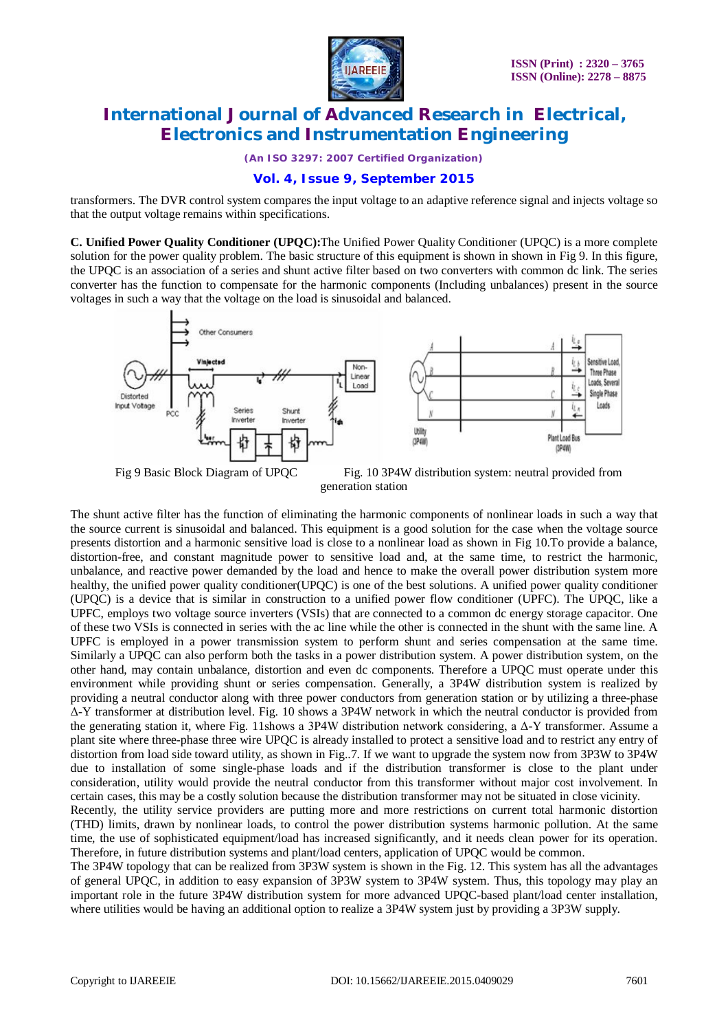transformers. The DVR control system compares the input voltage to an adaptive reference signal and injects voltage so that the output voltage remains within specifications.

**C. Unified Power Quality Conditioner (UPQC):**The Unified Power Quality Conditioner (UPQC) is a more complete solution for the power quality problem. The basic structure of this equipment is shown in shown in Fig 9. In this figure, the UPQC is an association of a series and shunt active filter based on two converters with common dc link. The series converter has the function to compensate for the harmonic components (Including unbalances) present in the source voltages in such a way that the voltage on the load is sinusoidal and balanced.

Fig 9 Basic Block Diagram of UPQC

Fig. 10 3P4W distribution system: neutral provided from generation station

The shunt active filter has the function of eliminating the harmonic components of nonlinear loads in such a way that the source current is sinusoidal and balanced. This equipment is a good solution for the case when the voltage source presents distortion and a harmonic sensitive load is close to a nonlinear load as shown in Fig 10.To provide a balance, distortion-free, and constant magnitude power to sensitive load and, at the same time, to restrict the harmonic, unbalance, and reactive power demanded by the load and hence to make the overall power distribution system more healthy, the unified power quality conditioner(UPQC) is one of the best solutions. A unified power quality conditioner (UPQC) is a device that is similar in construction to a unified power flow conditioner (UPFC). The UPQC, like a UPFC, employs two voltage source inverters (VSIs) that are connected to a common dc energy storage capacitor. One of these two VSIs is connected in series with the ac line while the other is connected in the shunt with the same line. A UPFC is employed in a power transmission system to perform shunt and series compensation at the same time. Similarly a UPQC can also perform both the tasks in a power distribution system. A power distribution system, on the other hand, may contain unbalance, distortion and even dc components. Therefore a UPQC must operate under this environment while providing shunt or series compensation. Generally, a 3P4W distribution system is realized by providing a neutral conductor along with three power conductors from generation station or by utilizing a three-phase Δ-Y transformer at distribution level. Fig. 10 shows a 3P4W network in which the neutral conductor is provided from the generating station it, where Fig. 11shows a 3P4W distribution network considering, a Δ-Y transformer. Assume a plant site where three-phase three wire UPQC is already installed to protect a sensitive load and to restrict any entry of distortion from load side toward utility, as shown in Fig..7. If we want to upgrade the system now from 3P3W to 3P4W due to installation of some single-phase loads and if the distribution transformer is close to the plant under consideration, utility would provide the neutral conductor from this transformer without major cost involvement. In certain cases, this may be a costly solution because the distribution transformer may not be situated in close vicinity.
Recently, the utility service providers are putting more and more restrictions on current total harmonic distortion (THD) limits, drawn by nonlinear loads, to control the power distribution systems harmonic pollution. At the same time, the use of sophisticated equipment/load has increased significantly, and it needs clean power for its operation. Therefore, in future distribution systems and plant/load centers, application of UPQC would be common.
The 3P4W topology that can be realized from 3P3W system is shown in the Fig. 12. This system has all the advantages of general UPQC, in addition to easy expansion of 3P3W system to 3P4W system. Thus, this topology may play an important role in the future 3P4W distribution system for more advanced UPQC-based plant/load center installation, where utilities would be having an additional option to realize a 3P4W system just by providing a 3P3W supply.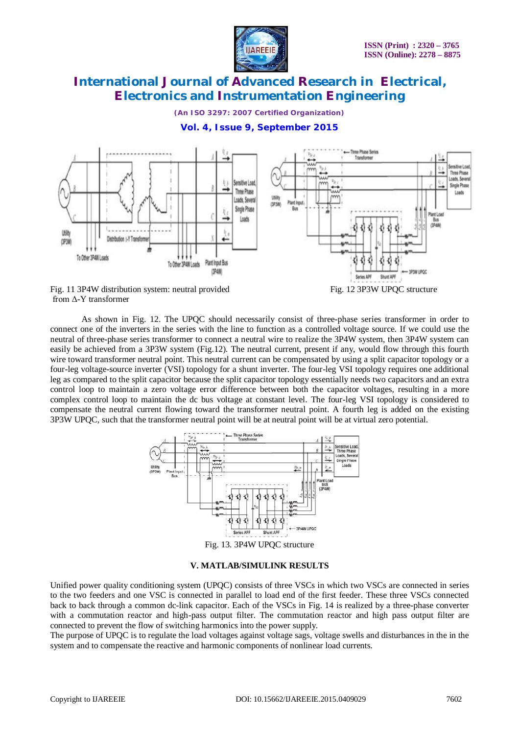Fig. 11 3P4W distribution system: neutral provided from Δ-Y transformer

Fig. 12 3P3W UPQC structure

As shown in Fig. 12. The UPQC should necessarily consist of three-phase series transformer in order to connect one of the inverters in the series with the line to function as a controlled voltage source. If we could use the neutral of three-phase series transformer to connect a neutral wire to realize the 3P4W system, then 3P4W system can easily be achieved from a 3P3W system (Fig.12). The neutral current, present if any, would flow through this fourth wire toward transformer neutral point. This neutral current can be compensated by using a split capacitor topology or a four-leg voltage-source inverter (VSI) topology for a shunt inverter. The four-leg VSI topology requires one additional leg as compared to the split capacitor because the split capacitor topology essentially needs two capacitors and an extra control loop to maintain a zero voltage error difference between both the capacitor voltages, resulting in a more complex control loop to maintain the dc bus voltage at constant level. The four-leg VSI topology is considered to compensate the neutral current flowing toward the transformer neutral point. A fourth leg is added on the existing 3P3W UPQC, such that the transformer neutral point will be at neutral point will be at virtual zero potential.

Fig. 13. 3P4W UPQC structure

## V. MATLAB/SIMULINK RESULTS

Unified power quality conditioning system (UPQC) consists of three VSCs in which two VSCs are connected in series to the two feeders and one VSC is connected in parallel to load end of the first feeder. These three VSCs connected back to back through a common dc-link capacitor. Each of the VSCs in Fig. 14 is realized by a three-phase converter with a commutation reactor and high-pass output filter. The commutation reactor and high pass output filter are connected to prevent the flow of switching harmonics into the power supply.

The purpose of UPQC is to regulate the load voltages against voltage sags, voltage swells and disturbances in the in the system and to compensate the reactive and harmonic components of nonlinear load currents.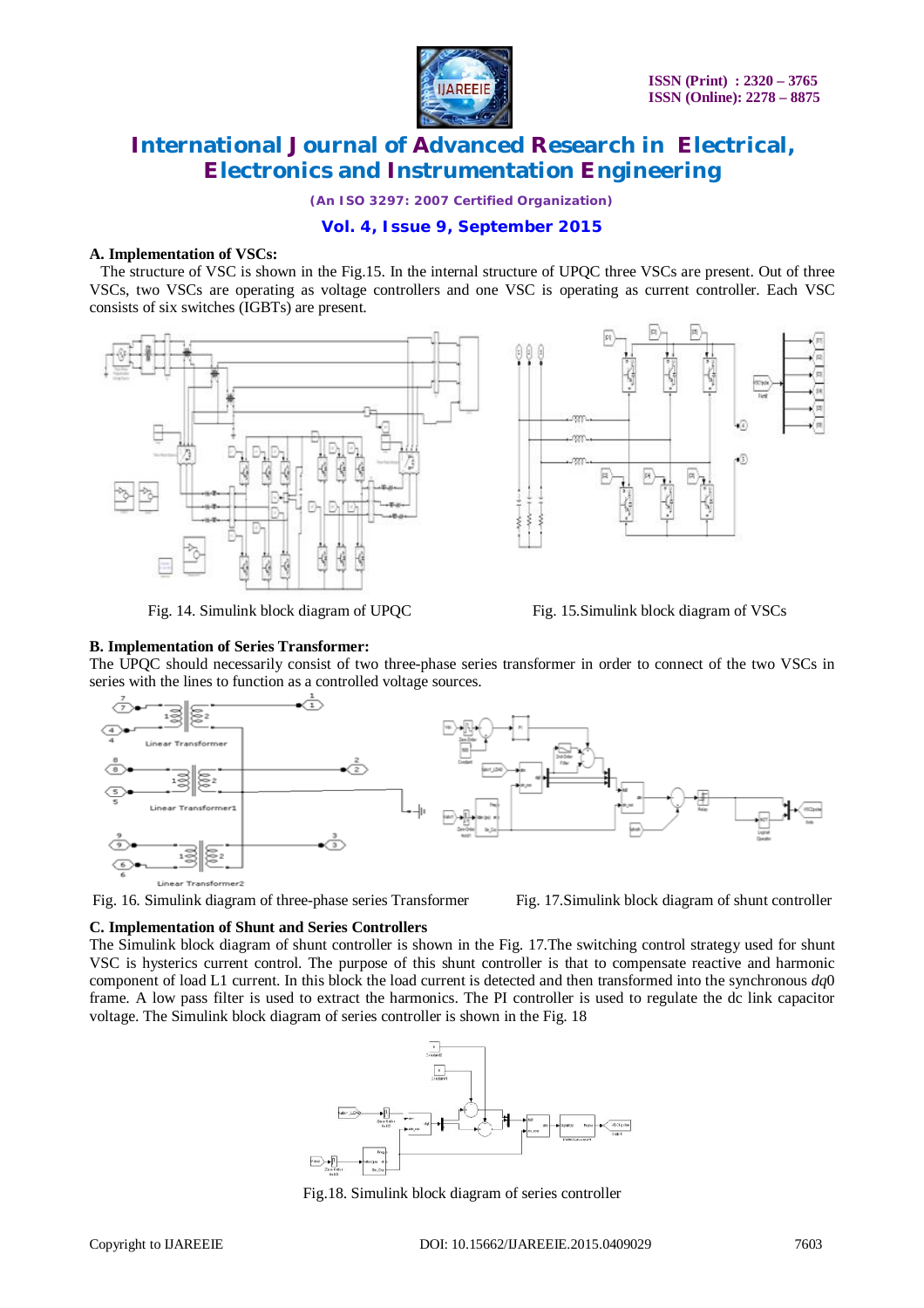### A. Implementation of VSCs:

The structure of VSC is shown in the Fig.15. In the internal structure of UPQC three VSCs are present. Out of three VSCs, two VSCs are operating as voltage controllers and one VSC is operating as current controller. Each VSC consists of six switches (IGBTs) are present.

Fig. 14. Simulink block diagram of UPQC

Fig. 15.Simulink block diagram of VSCs

### B. Implementation of Series Transformer:

The UPQC should necessarily consist of two three-phase series transformer in order to connect of the two VSCs in series with the lines to function as a controlled voltage sources.

Fig. 16. Simulink diagram of three-phase series Transformer

Fig. 17.Simulink block diagram of shunt controller

### C. Implementation of Shunt and Series Controllers

The Simulink block diagram of shunt controller is shown in the Fig. 17.The switching control strategy used for shunt VSC is hysterics current control. The purpose of this shunt controller is that to compensate reactive and harmonic component of load L1 current. In this block the load current is detected and then transformed into the synchronous *dq*0 frame. A low pass filter is used to extract the harmonics. The PI controller is used to regulate the dc link capacitor voltage. The Simulink block diagram of series controller is shown in the Fig. 18

Fig.18. Simulink block diagram of series controller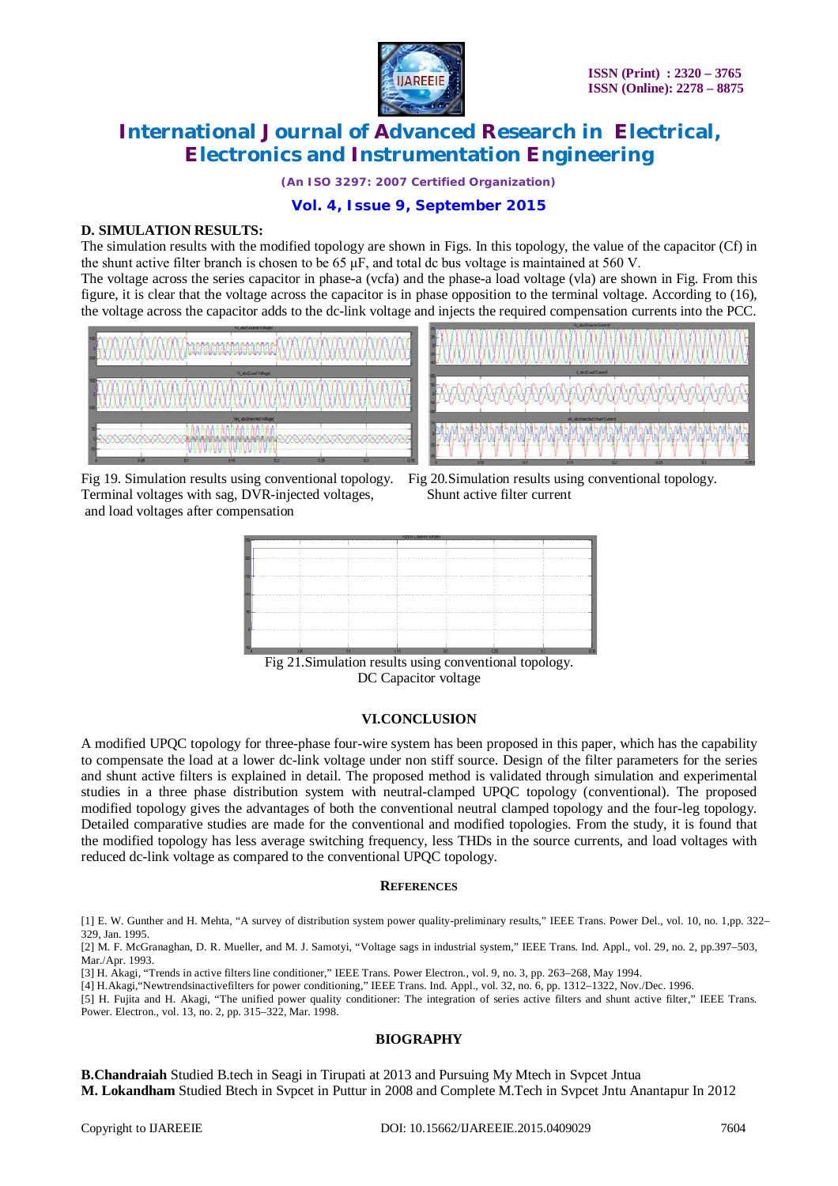### D. SIMULATION RESULTS:

The simulation results with the modified topology are shown in Figs. In this topology, the value of the capacitor (Cf) in the shunt active filter branch is chosen to be 65 μF, and total dc bus voltage is maintained at 560 V.

The voltage across the series capacitor in phase-a (vcfa) and the phase-a load voltage (vla) are shown in Fig. From this figure, it is clear that the voltage across the capacitor is in phase opposition to the terminal voltage. According to (16), the voltage across the capacitor adds to the dc-link voltage and injects the required compensation currents into the PCC.

Fig 19. Simulation results using conventional topology. Terminal voltages with sag, DVR-injected voltages, and load voltages after compensation

Fig 20.Simulation results using conventional topology. Shunt active filter current

Fig 21.Simulation results using conventional topology. DC Capacitor voltage

## VI.CONCLUSION

A modified UPQC topology for three-phase four-wire system has been proposed in this paper, which has the capability to compensate the load at a lower dc-link voltage under non stiff source. Design of the filter parameters for the series and shunt active filters is explained in detail. The proposed method is validated through simulation and experimental studies in a three phase distribution system with neutral-clamped UPQC topology (conventional). The proposed modified topology gives the advantages of both the conventional neutral clamped topology and the four-leg topology. Detailed comparative studies are made for the conventional and modified topologies. From the study, it is found that the modified topology has less average switching frequency, less THDs in the source currents, and load voltages with reduced dc-link voltage as compared to the conventional UPQC topology.

## REFERENCES

[1] E. W. Gunther and H. Mehta, "A survey of distribution system power quality-preliminary results," IEEE Trans. Power Del., vol. 10, no. 1,pp. 322–329, Jan. 1995.

[2] M. F. McGranaghan, D. R. Mueller, and M. J. Samotyi, "Voltage sags in industrial system," IEEE Trans. Ind. Appl., vol. 29, no. 2, pp.397–503, Mar./Apr. 1993.

[3] H. Akagi, "Trends in active filters line conditioner," IEEE Trans. Power Electron., vol. 9, no. 3, pp. 263–268, May 1994.

[4] H.Akagi,"Newtrendsinactivefilters for power conditioning," IEEE Trans. Ind. Appl., vol. 32, no. 6, pp. 1312–1322, Nov./Dec. 1996.

[5] H. Fujita and H. Akagi, "The unified power quality conditioner: The integration of series active filters and shunt active filter," IEEE Trans. Power. Electron., vol. 13, no. 2, pp. 315–322, Mar. 1998.

## BIOGRAPHY

**B.Chandraiah** Studied B.tech in Seagi in Tirupati at 2013 and Pursuing My Mtech in Svpcet Jntua

**M. Lokandham** Studied Btech in Svpcet in Puttur in 2008 and Complete M.Tech in Svpcet Jntu Anantapur In 2012